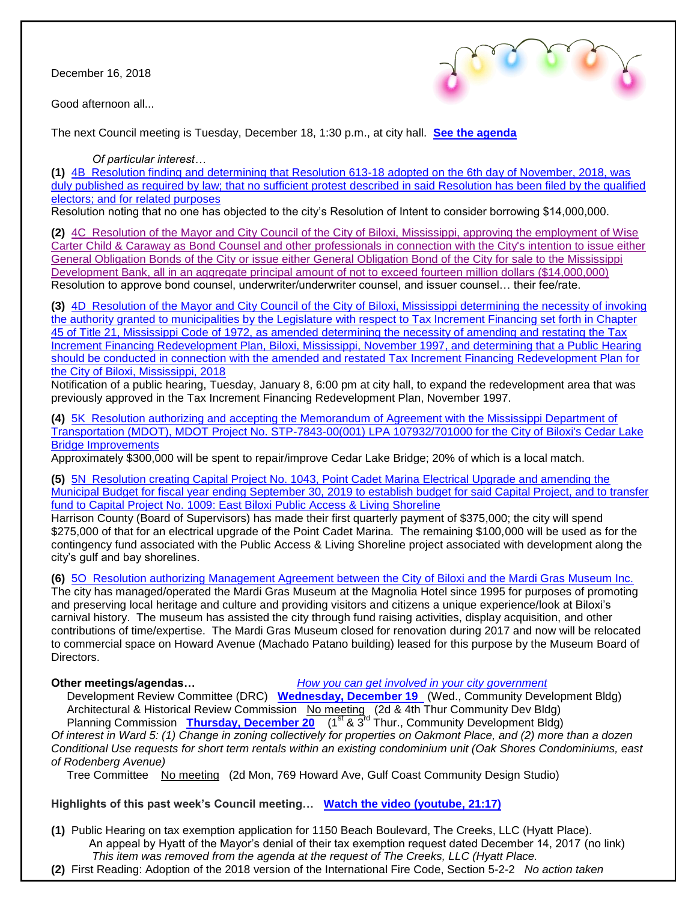December 16, 2018

Good afternoon all...

The next Council meeting is Tuesday, December 18, 1:30 p.m., at city hall. **See the agenda**

*Of particular interest…*

**(1)** 4B Resolution finding and determining that Resolution 613-18 adopted on the 6th day of November, 2018, was duly published as required by law; that no sufficient protest described in said Resolution has been filed by the qualified electors; and for related purposes
Resolution noting that no one has objected to the city's Resolution of Intent to consider borrowing $14,000,000.

**(2)** 4C Resolution of the Mayor and City Council of the City of Biloxi, Mississippi, approving the employment of Wise Carter Child & Caraway as Bond Counsel and other professionals in connection with the City's intention to issue either General Obligation Bonds of the City or issue either General Obligation Bond of the City for sale to the Mississippi Development Bank, all in an aggregate principal amount of not to exceed fourteen million dollars ($14,000,000)
Resolution to approve bond counsel, underwriter/underwriter counsel, and issuer counsel… their fee/rate.

**(3)** 4D Resolution of the Mayor and City Council of the City of Biloxi, Mississippi determining the necessity of invoking the authority granted to municipalities by the Legislature with respect to Tax Increment Financing set forth in Chapter 45 of Title 21, Mississippi Code of 1972, as amended determining the necessity of amending and restating the Tax Increment Financing Redevelopment Plan, Biloxi, Mississippi, November 1997, and determining that a Public Hearing should be conducted in connection with the amended and restated Tax Increment Financing Redevelopment Plan for the City of Biloxi, Mississippi, 2018
Notification of a public hearing, Tuesday, January 8, 6:00 pm at city hall, to expand the redevelopment area that was previously approved in the Tax Increment Financing Redevelopment Plan, November 1997.

**(4)** 5K Resolution authorizing and accepting the Memorandum of Agreement with the Mississippi Department of Transportation (MDOT), MDOT Project No. STP-7843-00(001) LPA 107932/701000 for the City of Biloxi's Cedar Lake Bridge Improvements
Approximately $300,000 will be spent to repair/improve Cedar Lake Bridge; 20% of which is a local match.

**(5)** 5N Resolution creating Capital Project No. 1043, Point Cadet Marina Electrical Upgrade and amending the Municipal Budget for fiscal year ending September 30, 2019 to establish budget for said Capital Project, and to transfer fund to Capital Project No. 1009: East Biloxi Public Access & Living Shoreline
Harrison County (Board of Supervisors) has made their first quarterly payment of $375,000; the city will spend $275,000 of that for an electrical upgrade of the Point Cadet Marina. The remaining $100,000 will be used as for the contingency fund associated with the Public Access & Living Shoreline project associated with development along the city's gulf and bay shorelines.

**(6)** 5O Resolution authorizing Management Agreement between the City of Biloxi and the Mardi Gras Museum Inc.
The city has managed/operated the Mardi Gras Museum at the Magnolia Hotel since 1995 for purposes of promoting and preserving local heritage and culture and providing visitors and citizens a unique experience/look at Biloxi's carnival history. The museum has assisted the city through fund raising activities, display acquisition, and other contributions of time/expertise. The Mardi Gras Museum closed for renovation during 2017 and now will be relocated to commercial space on Howard Avenue (Machado Patano building) leased for this purpose by the Museum Board of Directors.

**Other meetings/agendas…** *How you can get involved in your city government*

Development Review Committee (DRC) **Wednesday, December 19** (Wed., Community Development Bldg)
Architectural & Historical Review Commission No meeting (2d & 4th Thur Community Dev Bldg)
Planning Commission **Thursday, December 20** (1st & 3rd Thur., Community Development Bldg)
*Of interest in Ward 5: (1) Change in zoning collectively for properties on Oakmont Place, and (2) more than a dozen Conditional Use requests for short term rentals within an existing condominium unit (Oak Shores Condominiums, east of Rodenberg Avenue)*
Tree Committee No meeting (2d Mon, 769 Howard Ave, Gulf Coast Community Design Studio)

**Highlights of this past week's Council meeting… Watch the video (youtube, 21:17)**

**(1)** Public Hearing on tax exemption application for 1150 Beach Boulevard, The Creeks, LLC (Hyatt Place).
An appeal by Hyatt of the Mayor's denial of their tax exemption request dated December 14, 2017 (no link)
*This item was removed from the agenda at the request of The Creeks, LLC (Hyatt Place.*

**(2)** First Reading: Adoption of the 2018 version of the International Fire Code, Section 5-2-2 *No action taken*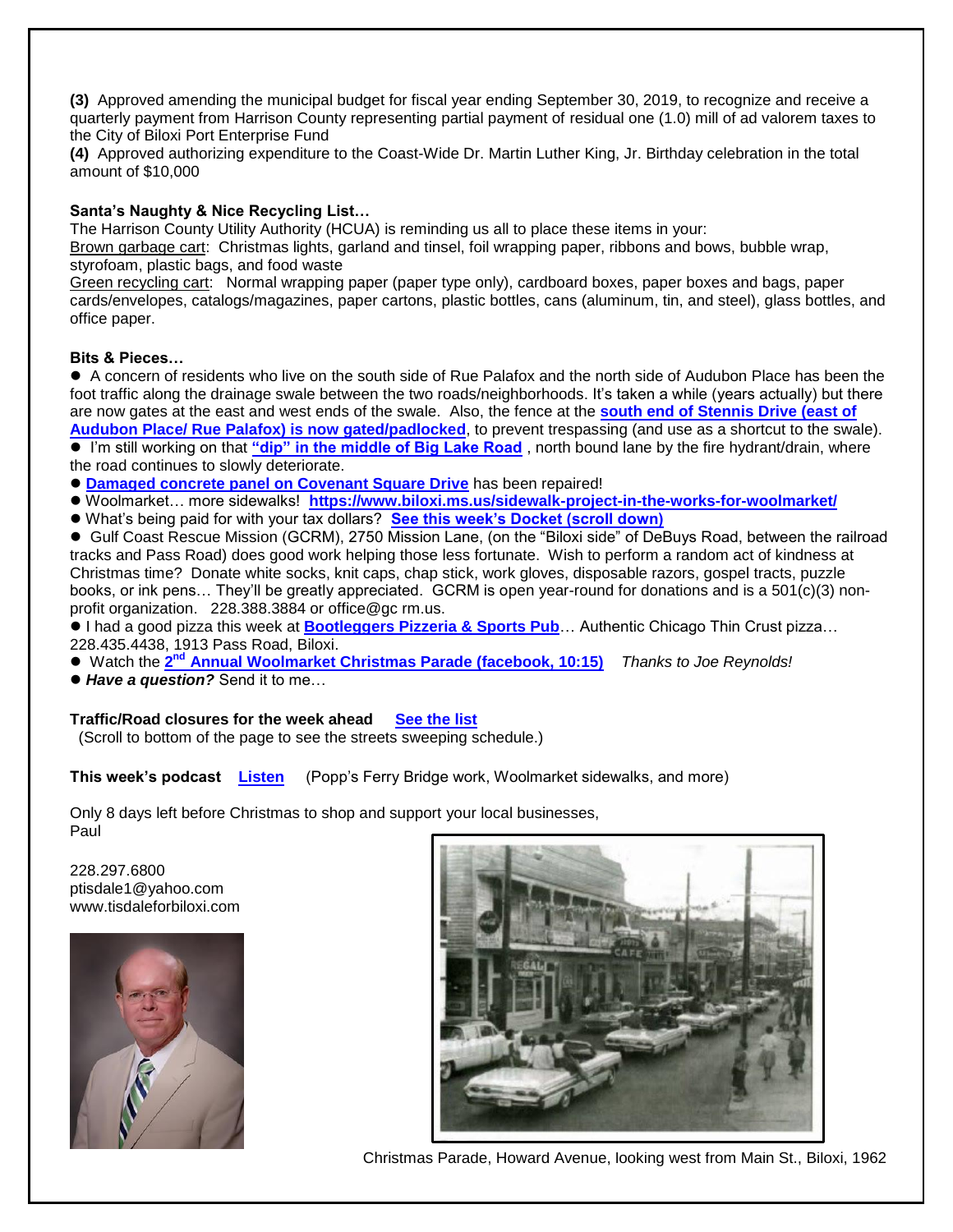**(3)** Approved amending the municipal budget for fiscal year ending September 30, 2019, to recognize and receive a quarterly payment from Harrison County representing partial payment of residual one (1.0) mill of ad valorem taxes to the City of Biloxi Port Enterprise Fund

**(4)** Approved authorizing expenditure to the Coast-Wide Dr. Martin Luther King, Jr. Birthday celebration in the total amount of $10,000

**Santa's Naughty & Nice Recycling List…**

The Harrison County Utility Authority (HCUA) is reminding us all to place these items in your:

Brown garbage cart: Christmas lights, garland and tinsel, foil wrapping paper, ribbons and bows, bubble wrap, styrofoam, plastic bags, and food waste

Green recycling cart: Normal wrapping paper (paper type only), cardboard boxes, paper boxes and bags, paper cards/envelopes, catalogs/magazines, paper cartons, plastic bottles, cans (aluminum, tin, and steel), glass bottles, and office paper.

**Bits & Pieces…**

- A concern of residents who live on the south side of Rue Palafox and the north side of Audubon Place has been the foot traffic along the drainage swale between the two roads/neighborhoods. It's taken a while (years actually) but there are now gates at the east and west ends of the swale. Also, the fence at the **south end of Stennis Drive (east of Audubon Place/ Rue Palafox) is now gated/padlocked**, to prevent trespassing (and use as a shortcut to the swale).
- I'm still working on that **"dip" in the middle of Big Lake Road** , north bound lane by the fire hydrant/drain, where the road continues to slowly deteriorate.
- **Damaged concrete panel on Covenant Square Drive** has been repaired!
- Woolmarket… more sidewalks! **https://www.biloxi.ms.us/sidewalk-project-in-the-works-for-woolmarket/**
- What's being paid for with your tax dollars? **See this week's Docket (scroll down)**
- Gulf Coast Rescue Mission (GCRM), 2750 Mission Lane, (on the "Biloxi side" of DeBuys Road, between the railroad tracks and Pass Road) does good work helping those less fortunate. Wish to perform a random act of kindness at Christmas time? Donate white socks, knit caps, chap stick, work gloves, disposable razors, gospel tracts, puzzle books, or ink pens… They'll be greatly appreciated. GCRM is open year-round for donations and is a 501(c)(3) non-profit organization. 228.388.3884 or office@gc rm.us.
- I had a good pizza this week at **Bootleggers Pizzeria & Sports Pub**… Authentic Chicago Thin Crust pizza… 228.435.4438, 1913 Pass Road, Biloxi.
- Watch the **2nd Annual Woolmarket Christmas Parade (facebook, 10:15)** *Thanks to Joe Reynolds!*
- ***Have a question?*** Send it to me…

**Traffic/Road closures for the week ahead** **See the list**

(Scroll to bottom of the page to see the streets sweeping schedule.)

**This week's podcast** **Listen** (Popp's Ferry Bridge work, Woolmarket sidewalks, and more)

Only 8 days left before Christmas to shop and support your local businesses,

Paul

228.297.6800

ptisdale1@yahoo.com

www.tisdaleforbiloxi.com

Christmas Parade, Howard Avenue, looking west from Main St., Biloxi, 1962